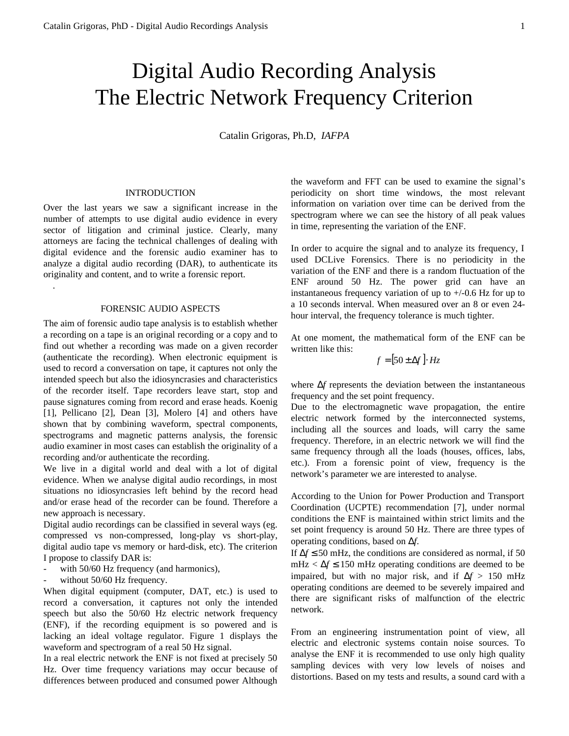# Digital Audio Recording Analysis
# The Electric Network Frequency Criterion

Catalin Grigoras, Ph.D, *IAFPA*

## INTRODUCTION

Over the last years we saw a significant increase in the number of attempts to use digital audio evidence in every sector of litigation and criminal justice. Clearly, many attorneys are facing the technical challenges of dealing with digital evidence and the forensic audio examiner has to analyze a digital audio recording (DAR), to authenticate its originality and content, and to write a forensic report.

.

## FORENSIC AUDIO ASPECTS

The aim of forensic audio tape analysis is to establish whether a recording on a tape is an original recording or a copy and to find out whether a recording was made on a given recorder (authenticate the recording). When electronic equipment is used to record a conversation on tape, it captures not only the intended speech but also the idiosyncrasies and characteristics of the recorder itself. Tape recorders leave start, stop and pause signatures coming from record and erase heads. Koenig [1], Pellicano [2], Dean [3], Molero [4] and others have shown that by combining waveform, spectral components, spectrograms and magnetic patterns analysis, the forensic audio examiner in most cases can establish the originality of a recording and/or authenticate the recording.

We live in a digital world and deal with a lot of digital evidence. When we analyse digital audio recordings, in most situations no idiosyncrasies left behind by the record head and/or erase head of the recorder can be found. Therefore a new approach is necessary.

Digital audio recordings can be classified in several ways (eg. compressed vs non-compressed, long-play vs short-play, digital audio tape vs memory or hard-disk, etc). The criterion I propose to classify DAR is:

- with 50/60 Hz frequency (and harmonics),
- without 50/60 Hz frequency.

When digital equipment (computer, DAT, etc.) is used to record a conversation, it captures not only the intended speech but also the 50/60 Hz electric network frequency (ENF), if the recording equipment is so powered and is lacking an ideal voltage regulator. Figure 1 displays the waveform and spectrogram of a real 50 Hz signal.

In a real electric network the ENF is not fixed at precisely 50 Hz. Over time frequency variations may occur because of differences between produced and consumed power Although the waveform and FFT can be used to examine the signal's periodicity on short time windows, the most relevant information on variation over time can be derived from the spectrogram where we can see the history of all peak values in time, representing the variation of the ENF.

In order to acquire the signal and to analyze its frequency, I used DCLive Forensics. There is no periodicity in the variation of the ENF and there is a random fluctuation of the ENF around 50 Hz. The power grid can have an instantaneous frequency variation of up to +/-0.6 Hz for up to a 10 seconds interval. When measured over an 8 or even 24-hour interval, the frequency tolerance is much tighter.

At one moment, the mathematical form of the ENF can be written like this:

$$f = [50 \pm \Delta f] \cdot Hz$$

where $\Delta f$ represents the deviation between the instantaneous frequency and the set point frequency.

Due to the electromagnetic wave propagation, the entire electric network formed by the interconnected systems, including all the sources and loads, will carry the same frequency. Therefore, in an electric network we will find the same frequency through all the loads (houses, offices, labs, etc.). From a forensic point of view, frequency is the network's parameter we are interested to analyse.

According to the Union for Power Production and Transport Coordination (UCPTE) recommendation [7], under normal conditions the ENF is maintained within strict limits and the set point frequency is around 50 Hz. There are three types of operating conditions, based on $\Delta f$.

If $\Delta f \leq 50$ mHz, the conditions are considered as normal, if 50 mHz $< \Delta f \leq 150$ mHz operating conditions are deemed to be impaired, but with no major risk, and if $\Delta f > 150$ mHz operating conditions are deemed to be severely impaired and there are significant risks of malfunction of the electric network.

From an engineering instrumentation point of view, all electric and electronic systems contain noise sources. To analyse the ENF it is recommended to use only high quality sampling devices with very low levels of noises and distortions. Based on my tests and results, a sound card with a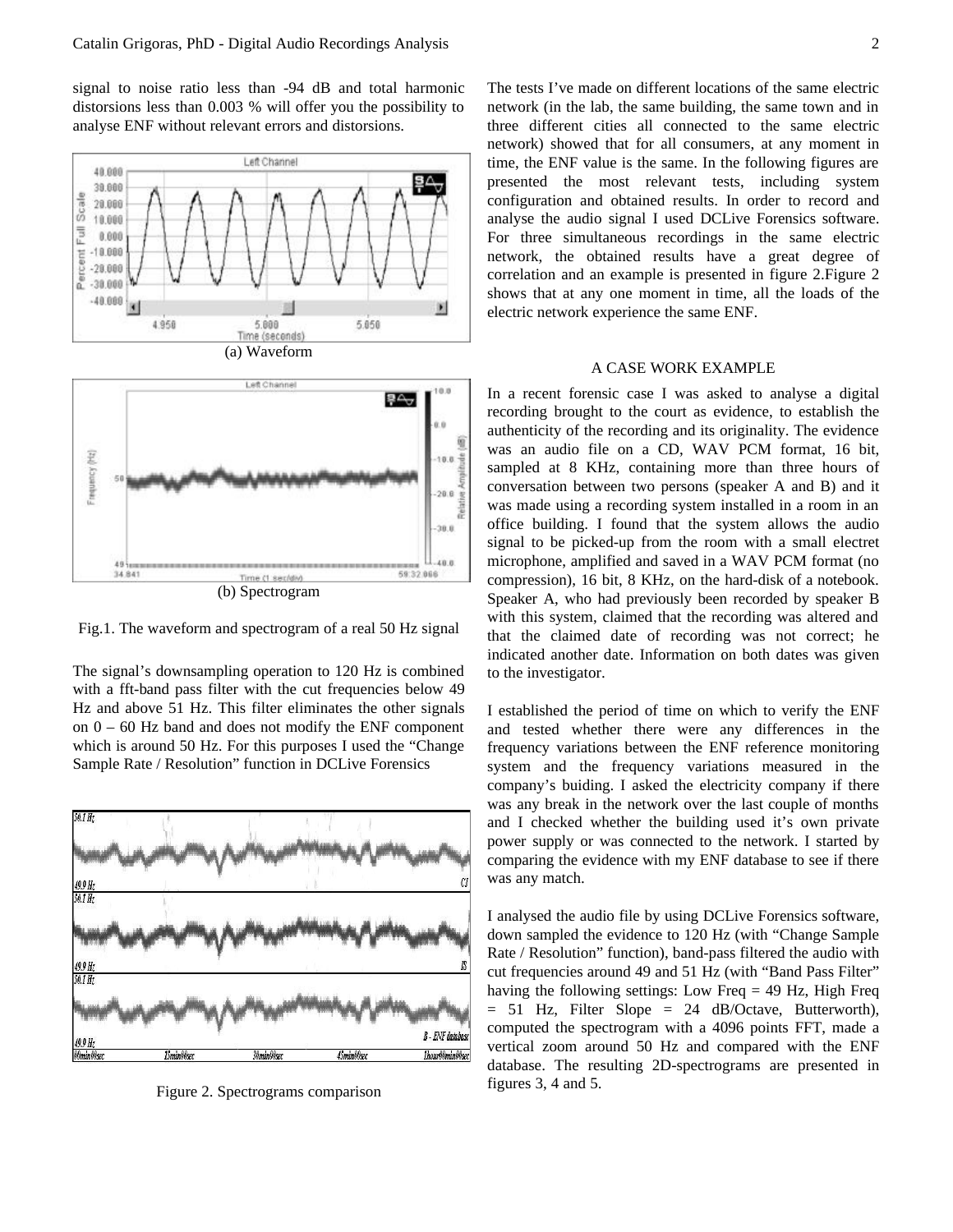signal to noise ratio less than -94 dB and total harmonic distorsions less than 0.003 % will offer you the possibility to analyse ENF without relevant errors and distorsions.

(a) Waveform

(b) Spectrogram

Fig.1. The waveform and spectrogram of a real 50 Hz signal

The signal's downsampling operation to 120 Hz is combined with a fft-band pass filter with the cut frequencies below 49 Hz and above 51 Hz. This filter eliminates the other signals on 0 – 60 Hz band and does not modify the ENF component which is around 50 Hz. For this purposes I used the "Change Sample Rate / Resolution" function in DCLive Forensics

Figure 2. Spectrograms comparison

The tests I've made on different locations of the same electric network (in the lab, the same building, the same town and in three different cities all connected to the same electric network) showed that for all consumers, at any moment in time, the ENF value is the same. In the following figures are presented the most relevant tests, including system configuration and obtained results. In order to record and analyse the audio signal I used DCLive Forensics software. For three simultaneous recordings in the same electric network, the obtained results have a great degree of correlation and an example is presented in figure 2.Figure 2 shows that at any one moment in time, all the loads of the electric network experience the same ENF.

## A CASE WORK EXAMPLE

In a recent forensic case I was asked to analyse a digital recording brought to the court as evidence, to establish the authenticity of the recording and its originality. The evidence was an audio file on a CD, WAV PCM format, 16 bit, sampled at 8 KHz, containing more than three hours of conversation between two persons (speaker A and B) and it was made using a recording system installed in a room in an office building. I found that the system allows the audio signal to be picked-up from the room with a small electret microphone, amplified and saved in a WAV PCM format (no compression), 16 bit, 8 KHz, on the hard-disk of a notebook. Speaker A, who had previously been recorded by speaker B with this system, claimed that the recording was altered and that the claimed date of recording was not correct; he indicated another date. Information on both dates was given to the investigator.

I established the period of time on which to verify the ENF and tested whether there were any differences in the frequency variations between the ENF reference monitoring system and the frequency variations measured in the company's buiding. I asked the electricity company if there was any break in the network over the last couple of months and I checked whether the building used it's own private power supply or was connected to the network. I started by comparing the evidence with my ENF database to see if there was any match.

I analysed the audio file by using DCLive Forensics software, down sampled the evidence to 120 Hz (with "Change Sample Rate / Resolution" function), band-pass filtered the audio with cut frequencies around 49 and 51 Hz (with "Band Pass Filter" having the following settings: Low Freq = 49 Hz, High Freq = 51 Hz, Filter Slope = 24 dB/Octave, Butterworth), computed the spectrogram with a 4096 points FFT, made a vertical zoom around 50 Hz and compared with the ENF database. The resulting 2D-spectrograms are presented in figures 3, 4 and 5.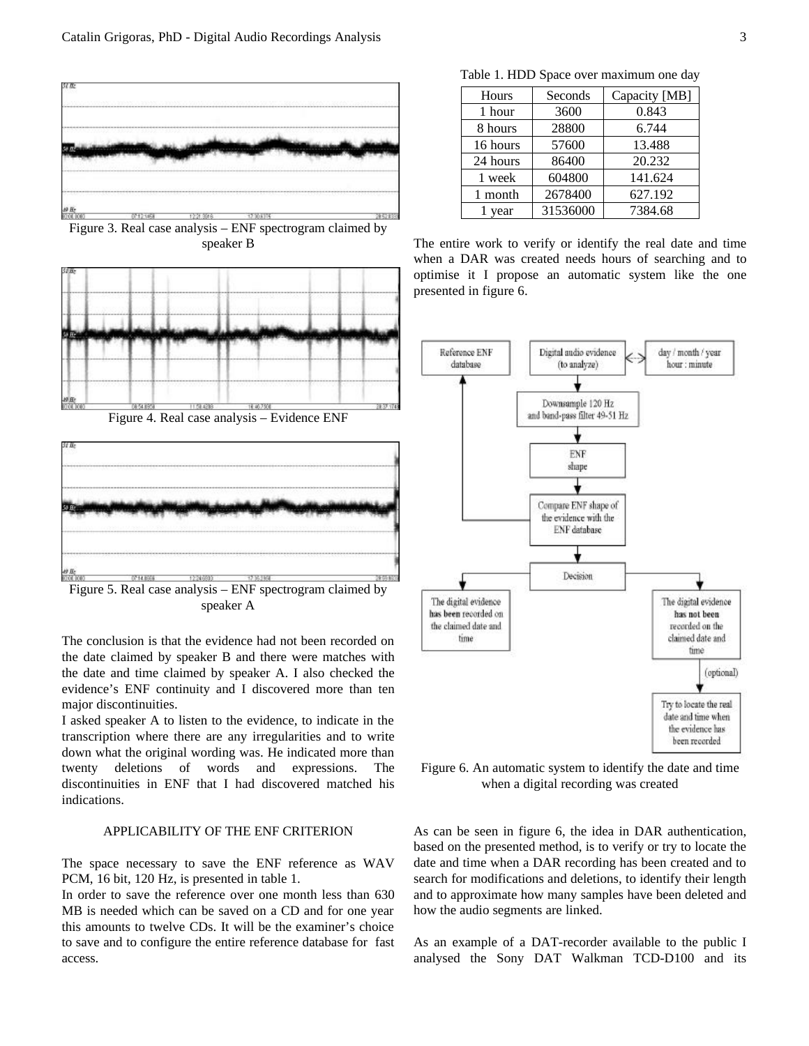Figure 3. Real case analysis – ENF spectrogram claimed by speaker B

Figure 4. Real case analysis – Evidence ENF

Figure 5. Real case analysis – ENF spectrogram claimed by speaker A

The conclusion is that the evidence had not been recorded on the date claimed by speaker B and there were matches with the date and time claimed by speaker A. I also checked the evidence's ENF continuity and I discovered more than ten major discontinuities.

I asked speaker A to listen to the evidence, to indicate in the transcription where there are any irregularities and to write down what the original wording was. He indicated more than twenty deletions of words and expressions. The discontinuities in ENF that I had discovered matched his indications.

## APPLICABILITY OF THE ENF CRITERION

The space necessary to save the ENF reference as WAV PCM, 16 bit, 120 Hz, is presented in table 1.

In order to save the reference over one month less than 630 MB is needed which can be saved on a CD and for one year this amounts to twelve CDs. It will be the examiner's choice to save and to configure the entire reference database for fast access.

Table 1. HDD Space over maximum one day

| Hours | Seconds | Capacity [MB] |
|---|---|---|
| 1 hour | 3600 | 0.843 |
| 8 hours | 28800 | 6.744 |
| 16 hours | 57600 | 13.488 |
| 24 hours | 86400 | 20.232 |
| 1 week | 604800 | 141.624 |
| 1 month | 2678400 | 627.192 |
| 1 year | 31536000 | 7384.68 |

The entire work to verify or identify the real date and time when a DAR was created needs hours of searching and to optimise it I propose an automatic system like the one presented in figure 6.

Figure 6. An automatic system to identify the date and time when a digital recording was created

As can be seen in figure 6, the idea in DAR authentication, based on the presented method, is to verify or try to locate the date and time when a DAR recording has been created and to search for modifications and deletions, to identify their length and to approximate how many samples have been deleted and how the audio segments are linked.

As an example of a DAT-recorder available to the public I analysed the Sony DAT Walkman TCD-D100 and its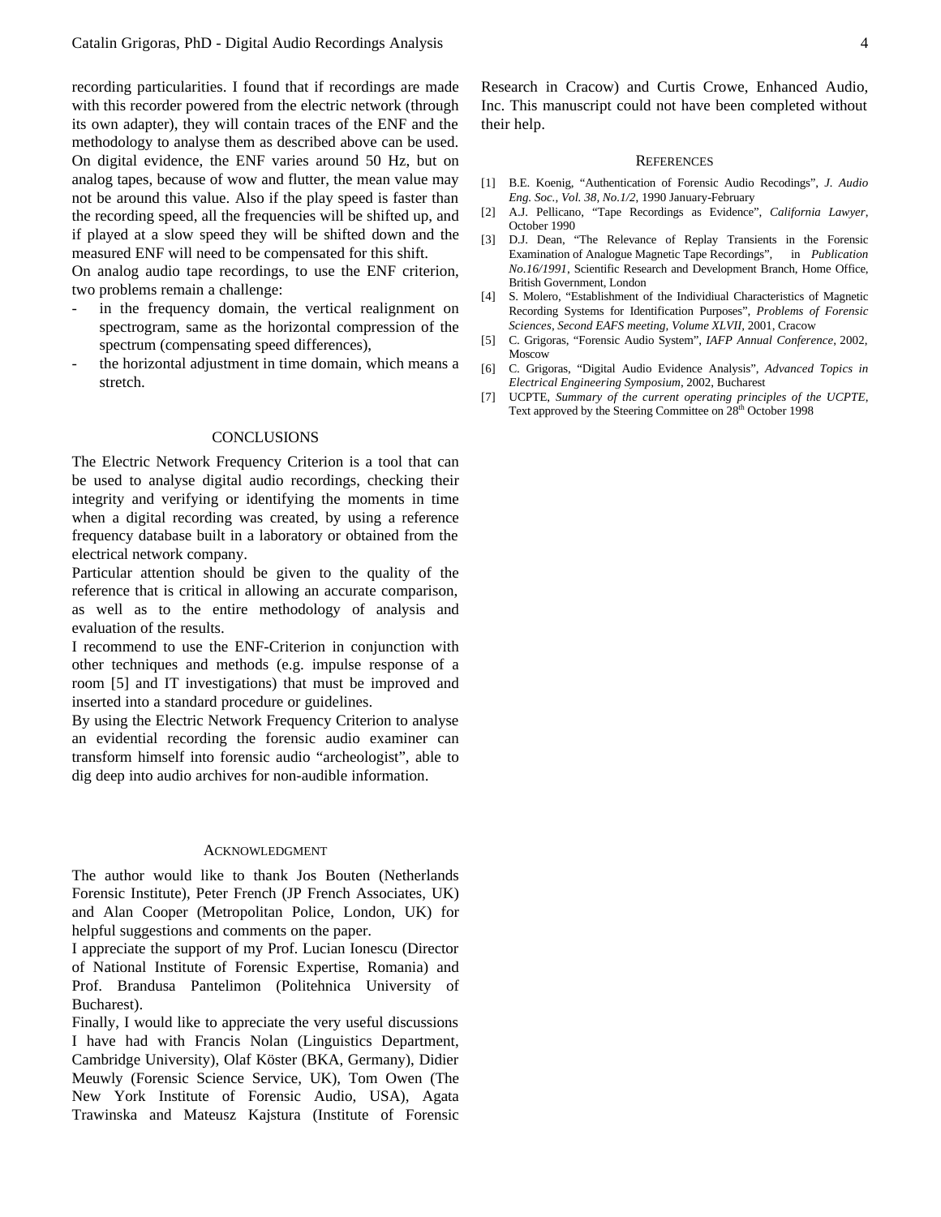recording particularities. I found that if recordings are made with this recorder powered from the electric network (through its own adapter), they will contain traces of the ENF and the methodology to analyse them as described above can be used. On digital evidence, the ENF varies around 50 Hz, but on analog tapes, because of wow and flutter, the mean value may not be around this value. Also if the play speed is faster than the recording speed, all the frequencies will be shifted up, and if played at a slow speed they will be shifted down and the measured ENF will need to be compensated for this shift.

On analog audio tape recordings, to use the ENF criterion, two problems remain a challenge:

- in the frequency domain, the vertical realignment on spectrogram, same as the horizontal compression of the spectrum (compensating speed differences),
- the horizontal adjustment in time domain, which means a stretch.

## CONCLUSIONS

The Electric Network Frequency Criterion is a tool that can be used to analyse digital audio recordings, checking their integrity and verifying or identifying the moments in time when a digital recording was created, by using a reference frequency database built in a laboratory or obtained from the electrical network company.

Particular attention should be given to the quality of the reference that is critical in allowing an accurate comparison, as well as to the entire methodology of analysis and evaluation of the results.

I recommend to use the ENF-Criterion in conjunction with other techniques and methods (e.g. impulse response of a room [5] and IT investigations) that must be improved and inserted into a standard procedure or guidelines.

By using the Electric Network Frequency Criterion to analyse an evidential recording the forensic audio examiner can transform himself into forensic audio "archeologist", able to dig deep into audio archives for non-audible information.

## ACKNOWLEDGMENT

The author would like to thank Jos Bouten (Netherlands Forensic Institute), Peter French (JP French Associates, UK) and Alan Cooper (Metropolitan Police, London, UK) for helpful suggestions and comments on the paper.

I appreciate the support of my Prof. Lucian Ionescu (Director of National Institute of Forensic Expertise, Romania) and Prof. Brandusa Pantelimon (Politehnica University of Bucharest).

Finally, I would like to appreciate the very useful discussions I have had with Francis Nolan (Linguistics Department, Cambridge University), Olaf Köster (BKA, Germany), Didier Meuwly (Forensic Science Service, UK), Tom Owen (The New York Institute of Forensic Audio, USA), Agata Trawinska and Mateusz Kajstura (Institute of Forensic Research in Cracow) and Curtis Crowe, Enhanced Audio, Inc. This manuscript could not have been completed without their help.

## REFERENCES

[1] B.E. Koenig, "Authentication of Forensic Audio Recodings", *J. Audio Eng. Soc., Vol. 38, No.1/2*, 1990 January-February

[2] A.J. Pellicano, "Tape Recordings as Evidence", *California Lawyer*, October 1990

[3] D.J. Dean, "The Relevance of Replay Transients in the Forensic Examination of Analogue Magnetic Tape Recordings", in *Publication No.16/1991*, Scientific Research and Development Branch, Home Office, British Government, London

[4] S. Molero, "Establishment of the Individiual Characteristics of Magnetic Recording Systems for Identification Purposes", *Problems of Forensic Sciences, Second EAFS meeting, Volume XLVII*, 2001, Cracow

[5] C. Grigoras, "Forensic Audio System", *IAFP Annual Conference*, 2002, Moscow

[6] C. Grigoras, "Digital Audio Evidence Analysis", *Advanced Topics in Electrical Engineering Symposium*, 2002, Bucharest

[7] UCPTE, *Summary of the current operating principles of the UCPTE*, Text approved by the Steering Committee on 28th October 1998